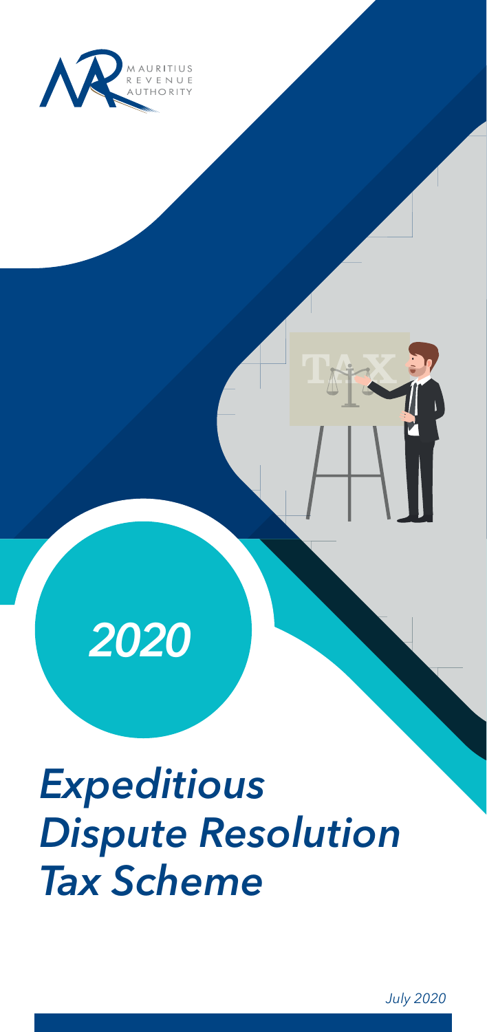MAURITIUS REVENUE AUTHORITY

*2020*

# *Expeditious Dispute Resolution Tax Scheme*

*July 2020*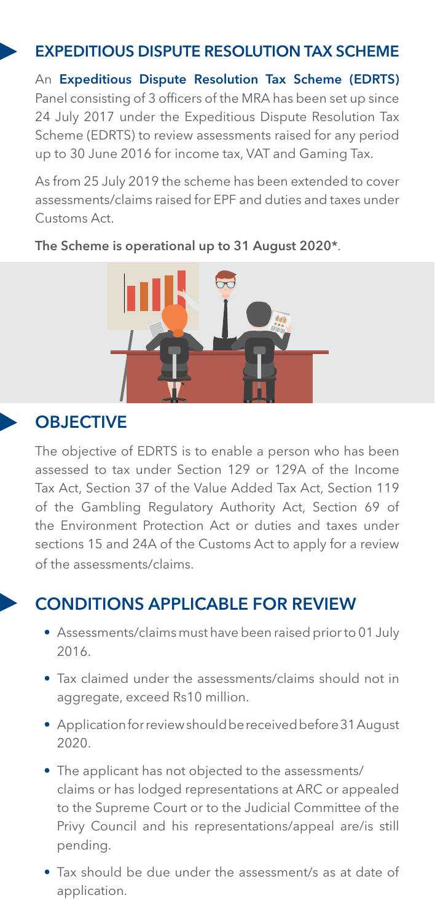## EXPEDITIOUS DISPUTE RESOLUTION TAX SCHEME

An **Expeditious Dispute Resolution Tax Scheme (EDRTS)** Panel consisting of 3 officers of the MRA has been set up since 24 July 2017 under the Expeditious Dispute Resolution Tax Scheme (EDRTS) to review assessments raised for any period up to 30 June 2016 for income tax, VAT and Gaming Tax.

As from 25 July 2019 the scheme has been extended to cover assessments/claims raised for EPF and duties and taxes under Customs Act.

**The Scheme is operational up to 31 August 2020***.

## OBJECTIVE

The objective of EDRTS is to enable a person who has been assessed to tax under Section 129 or 129A of the Income Tax Act, Section 37 of the Value Added Tax Act, Section 119 of the Gambling Regulatory Authority Act, Section 69 of the Environment Protection Act or duties and taxes under sections 15 and 24A of the Customs Act to apply for a review of the assessments/claims.

## CONDITIONS APPLICABLE FOR REVIEW

- Assessments/claims must have been raised prior to 01 July 2016.
- Tax claimed under the assessments/claims should not in aggregate, exceed Rs10 million.
- Application for review should be received before 31 August 2020.
- The applicant has not objected to the assessments/ claims or has lodged representations at ARC or appealed to the Supreme Court or to the Judicial Committee of the Privy Council and his representations/appeal are/is still pending.
- Tax should be due under the assessment/s as at date of application.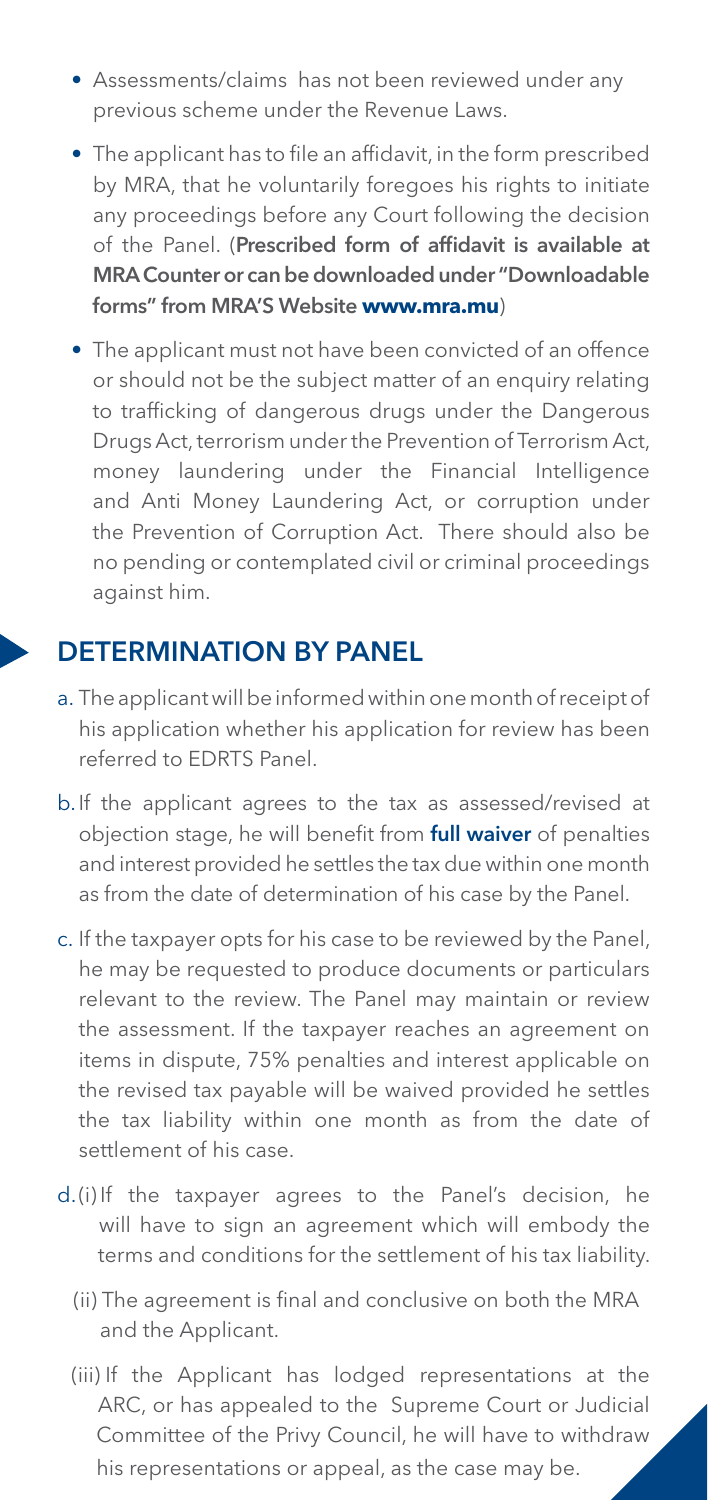- Assessments/claims has not been reviewed under any previous scheme under the Revenue Laws.
- The applicant has to file an affidavit, in the form prescribed by MRA, that he voluntarily foregoes his rights to initiate any proceedings before any Court following the decision of the Panel. (**Prescribed form of affidavit is available at MRA Counter or can be downloaded under "Downloadable forms" from MRA'S Website www.mra.mu**)
- The applicant must not have been convicted of an offence or should not be the subject matter of an enquiry relating to trafficking of dangerous drugs under the Dangerous Drugs Act, terrorism under the Prevention of Terrorism Act, money laundering under the Financial Intelligence and Anti Money Laundering Act, or corruption under the Prevention of Corruption Act. There should also be no pending or contemplated civil or criminal proceedings against him.

## DETERMINATION BY PANEL

a. The applicant will be informed within one month of receipt of his application whether his application for review has been referred to EDRTS Panel.

b. If the applicant agrees to the tax as assessed/revised at objection stage, he will benefit from **full waiver** of penalties and interest provided he settles the tax due within one month as from the date of determination of his case by the Panel.

c. If the taxpayer opts for his case to be reviewed by the Panel, he may be requested to produce documents or particulars relevant to the review. The Panel may maintain or review the assessment. If the taxpayer reaches an agreement on items in dispute, 75% penalties and interest applicable on the revised tax payable will be waived provided he settles the tax liability within one month as from the date of settlement of his case.

d. (i) If the taxpayer agrees to the Panel's decision, he will have to sign an agreement which will embody the terms and conditions for the settlement of his tax liability.

(ii) The agreement is final and conclusive on both the MRA and the Applicant.

(iii) If the Applicant has lodged representations at the ARC, or has appealed to the Supreme Court or Judicial Committee of the Privy Council, he will have to withdraw his representations or appeal, as the case may be.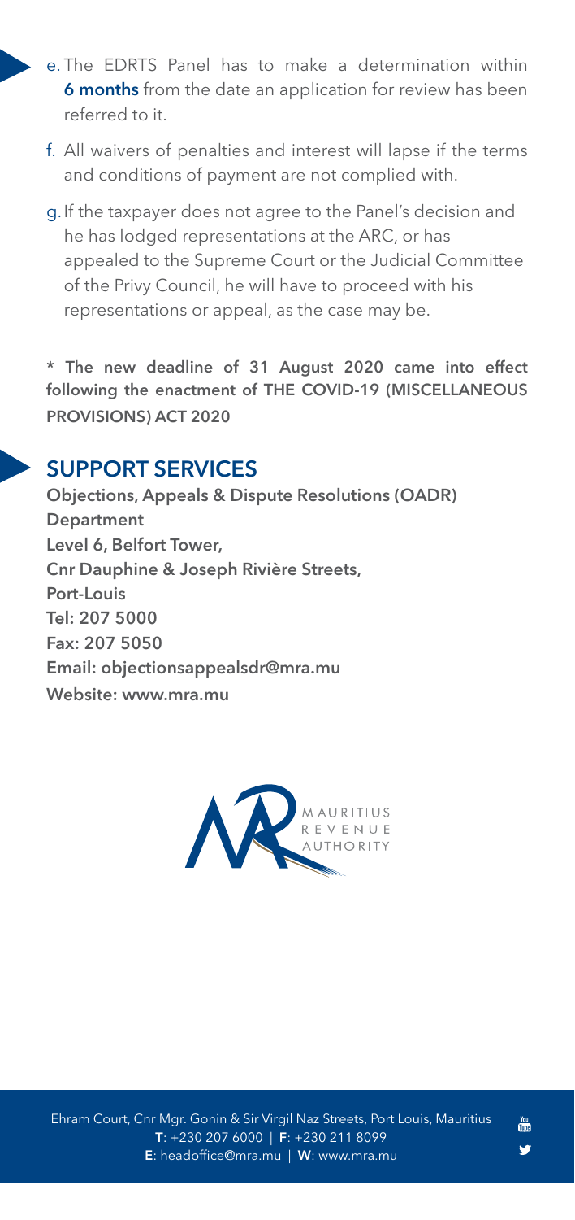e. The EDRTS Panel has to make a determination within **6 months** from the date an application for review has been referred to it.

f. All waivers of penalties and interest will lapse if the terms and conditions of payment are not complied with.

g. If the taxpayer does not agree to the Panel's decision and he has lodged representations at the ARC, or has appealed to the Supreme Court or the Judicial Committee of the Privy Council, he will have to proceed with his representations or appeal, as the case may be.

**\* The new deadline of 31 August 2020 came into effect following the enactment of THE COVID-19 (MISCELLANEOUS PROVISIONS) ACT 2020**

## SUPPORT SERVICES

**Objections, Appeals & Dispute Resolutions (OADR) Department**
**Level 6, Belfort Tower,**
**Cnr Dauphine & Joseph Rivière Streets,**
**Port-Louis**
**Tel: 207 5000**
**Fax: 207 5050**
**Email: objectionsappealsdr@mra.mu**
**Website: www.mra.mu**

MAURITIUS REVENUE AUTHORITY

Ehram Court, Cnr Mgr. Gonin & Sir Virgil Naz Streets, Port Louis, Mauritius
**T**: +230 207 6000 | **F**: +230 211 8099
**E**: headoffice@mra.mu | **W**: www.mra.mu